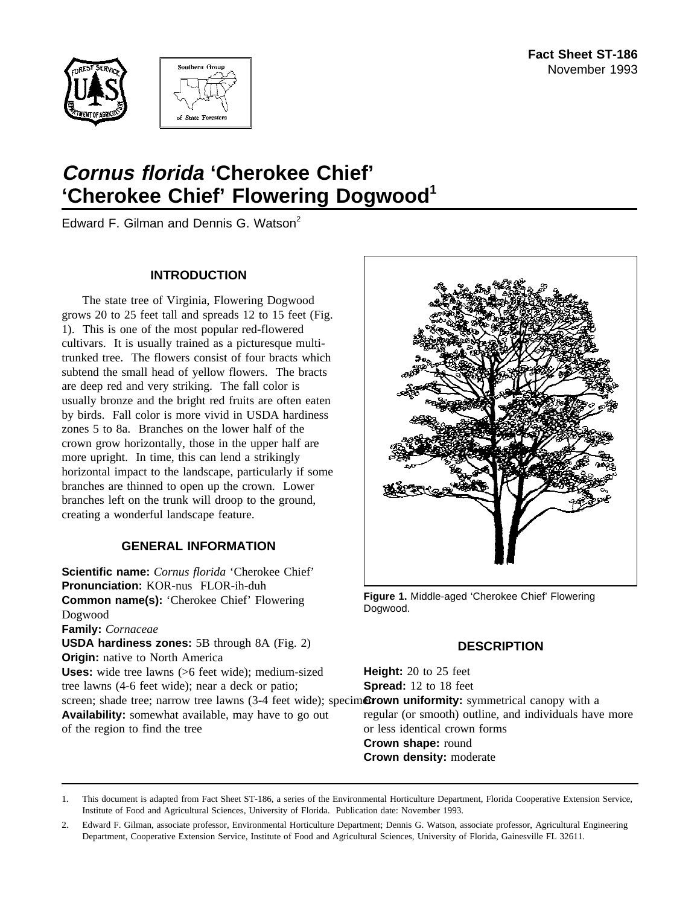Fact Sheet ST-186
November 1993

# *Cornus florida* 'Cherokee Chief' 'Cherokee Chief' Flowering Dogwood[1]

Edward F. Gilman and Dennis G. Watson[2]

## INTRODUCTION

The state tree of Virginia, Flowering Dogwood grows 20 to 25 feet tall and spreads 12 to 15 feet (Fig. 1). This is one of the most popular red-flowered cultivars. It is usually trained as a picturesque multi-trunked tree. The flowers consist of four bracts which subtend the small head of yellow flowers. The bracts are deep red and very striking. The fall color is usually bronze and the bright red fruits are often eaten by birds. Fall color is more vivid in USDA hardiness zones 5 to 8a. Branches on the lower half of the crown grow horizontally, those in the upper half are more upright. In time, this can lend a strikingly horizontal impact to the landscape, particularly if some branches are thinned to open up the crown. Lower branches left on the trunk will droop to the ground, creating a wonderful landscape feature.

## GENERAL INFORMATION

**Scientific name:** *Cornus florida* 'Cherokee Chief'
**Pronunciation:** KOR-nus FLOR-ih-duh
**Common name(s):** 'Cherokee Chief' Flowering Dogwood
**Family:** *Cornaceae*
**USDA hardiness zones:** 5B through 8A (Fig. 2)
**Origin:** native to North America
**Uses:** wide tree lawns (>6 feet wide); medium-sized tree lawns (4-6 feet wide); near a deck or patio; screen; shade tree; narrow tree lawns (3-4 feet wide); specimen
**Availability:** somewhat available, may have to go out of the region to find the tree

**Figure 1.** Middle-aged 'Cherokee Chief' Flowering Dogwood.

## DESCRIPTION

**Height:** 20 to 25 feet
**Spread:** 12 to 18 feet
**Crown uniformity:** symmetrical canopy with a regular (or smooth) outline, and individuals have more or less identical crown forms
**Crown shape:** round
**Crown density:** moderate

---

1. This document is adapted from Fact Sheet ST-186, a series of the Environmental Horticulture Department, Florida Cooperative Extension Service, Institute of Food and Agricultural Sciences, University of Florida. Publication date: November 1993.

2. Edward F. Gilman, associate professor, Environmental Horticulture Department; Dennis G. Watson, associate professor, Agricultural Engineering Department, Cooperative Extension Service, Institute of Food and Agricultural Sciences, University of Florida, Gainesville FL 32611.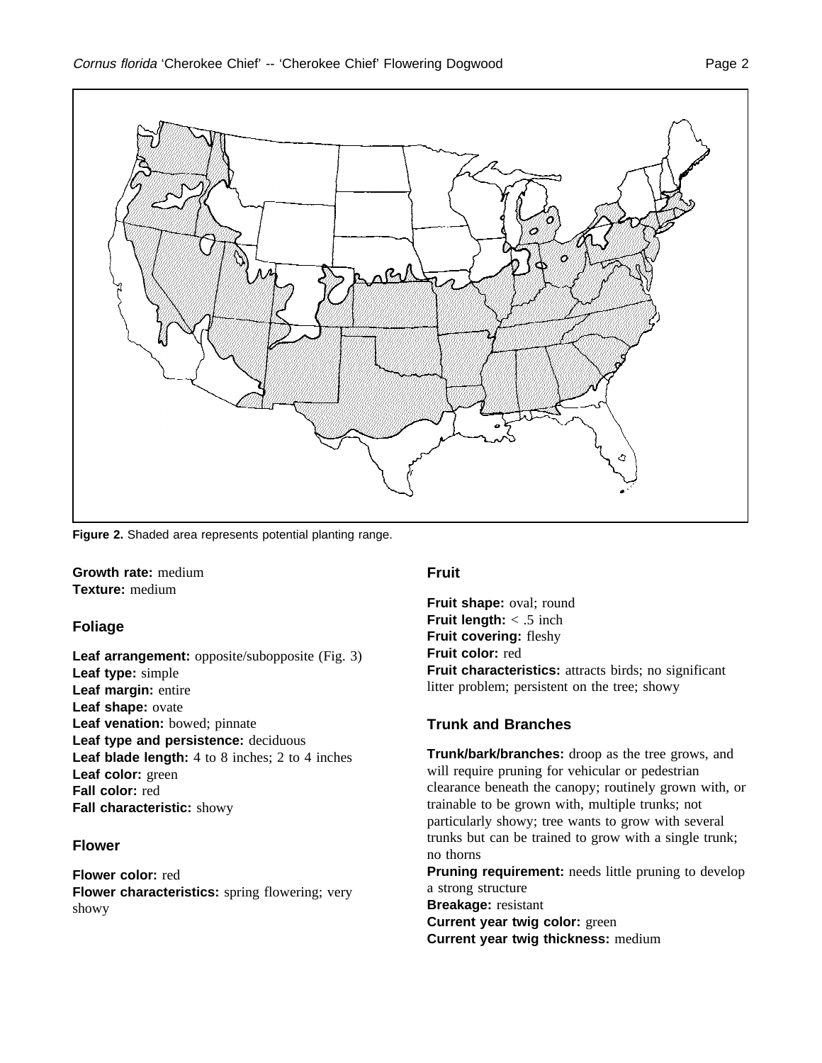**Figure 2.** Shaded area represents potential planting range.

**Growth rate:** medium
**Texture:** medium

## Foliage

**Leaf arrangement:** opposite/subopposite (Fig. 3)
**Leaf type:** simple
**Leaf margin:** entire
**Leaf shape:** ovate
**Leaf venation:** bowed; pinnate
**Leaf type and persistence:** deciduous
**Leaf blade length:** 4 to 8 inches; 2 to 4 inches
**Leaf color:** green
**Fall color:** red
**Fall characteristic:** showy

## Flower

**Flower color:** red
**Flower characteristics:** spring flowering; very showy

## Fruit

**Fruit shape:** oval; round
**Fruit length:** < .5 inch
**Fruit covering:** fleshy
**Fruit color:** red
**Fruit characteristics:** attracts birds; no significant litter problem; persistent on the tree; showy

## Trunk and Branches

**Trunk/bark/branches:** droop as the tree grows, and will require pruning for vehicular or pedestrian clearance beneath the canopy; routinely grown with, or trainable to be grown with, multiple trunks; not particularly showy; tree wants to grow with several trunks but can be trained to grow with a single trunk; no thorns
**Pruning requirement:** needs little pruning to develop a strong structure
**Breakage:** resistant
**Current year twig color:** green
**Current year twig thickness:** medium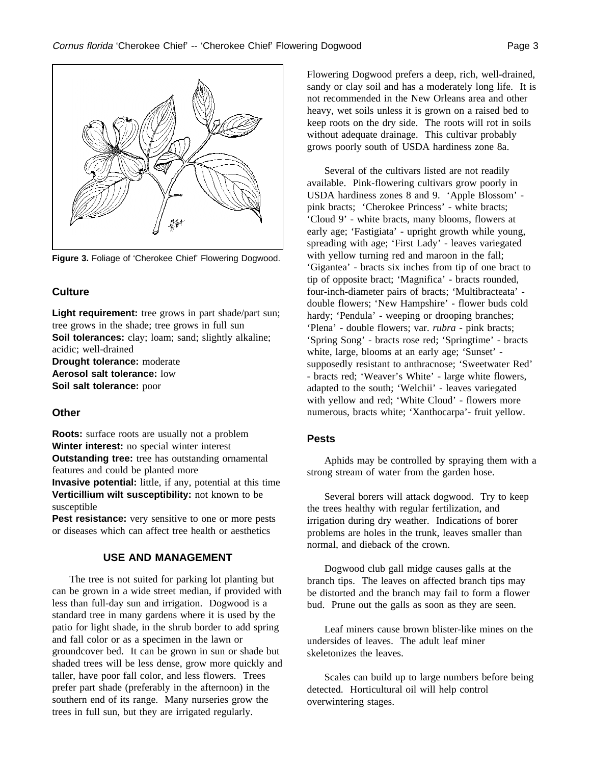Figure 3. Foliage of 'Cherokee Chief' Flowering Dogwood.

## Culture

**Light requirement:** tree grows in part shade/part sun; tree grows in the shade; tree grows in full sun
**Soil tolerances:** clay; loam; sand; slightly alkaline; acidic; well-drained
**Drought tolerance:** moderate
**Aerosol salt tolerance:** low
**Soil salt tolerance:** poor

## Other

**Roots:** surface roots are usually not a problem
**Winter interest:** no special winter interest
**Outstanding tree:** tree has outstanding ornamental features and could be planted more
**Invasive potential:** little, if any, potential at this time
**Verticillium wilt susceptibility:** not known to be susceptible
**Pest resistance:** very sensitive to one or more pests or diseases which can affect tree health or aesthetics

## USE AND MANAGEMENT

The tree is not suited for parking lot planting but can be grown in a wide street median, if provided with less than full-day sun and irrigation. Dogwood is a standard tree in many gardens where it is used by the patio for light shade, in the shrub border to add spring and fall color or as a specimen in the lawn or groundcover bed. It can be grown in sun or shade but shaded trees will be less dense, grow more quickly and taller, have poor fall color, and less flowers. Trees prefer part shade (preferably in the afternoon) in the southern end of its range. Many nurseries grow the trees in full sun, but they are irrigated regularly.

Flowering Dogwood prefers a deep, rich, well-drained, sandy or clay soil and has a moderately long life. It is not recommended in the New Orleans area and other heavy, wet soils unless it is grown on a raised bed to keep roots on the dry side. The roots will rot in soils without adequate drainage. This cultivar probably grows poorly south of USDA hardiness zone 8a.

Several of the cultivars listed are not readily available. Pink-flowering cultivars grow poorly in USDA hardiness zones 8 and 9. 'Apple Blossom' - pink bracts; 'Cherokee Princess' - white bracts; 'Cloud 9' - white bracts, many blooms, flowers at early age; 'Fastigiata' - upright growth while young, spreading with age; 'First Lady' - leaves variegated with yellow turning red and maroon in the fall; 'Gigantea' - bracts six inches from tip of one bract to tip of opposite bract; 'Magnifica' - bracts rounded, four-inch-diameter pairs of bracts; 'Multibracteata' - double flowers; 'New Hampshire' - flower buds cold hardy; 'Pendula' - weeping or drooping branches; 'Plena' - double flowers; var. *rubra* - pink bracts; 'Spring Song' - bracts rose red; 'Springtime' - bracts white, large, blooms at an early age; 'Sunset' - supposedly resistant to anthracnose; 'Sweetwater Red' - bracts red; 'Weaver's White' - large white flowers, adapted to the south; 'Welchii' - leaves variegated with yellow and red; 'White Cloud' - flowers more numerous, bracts white; 'Xanthocarpa'- fruit yellow.

## Pests

Aphids may be controlled by spraying them with a strong stream of water from the garden hose.

Several borers will attack dogwood. Try to keep the trees healthy with regular fertilization, and irrigation during dry weather. Indications of borer problems are holes in the trunk, leaves smaller than normal, and dieback of the crown.

Dogwood club gall midge causes galls at the branch tips. The leaves on affected branch tips may be distorted and the branch may fail to form a flower bud. Prune out the galls as soon as they are seen.

Leaf miners cause brown blister-like mines on the undersides of leaves. The adult leaf miner skeletonizes the leaves.

Scales can build up to large numbers before being detected. Horticultural oil will help control overwintering stages.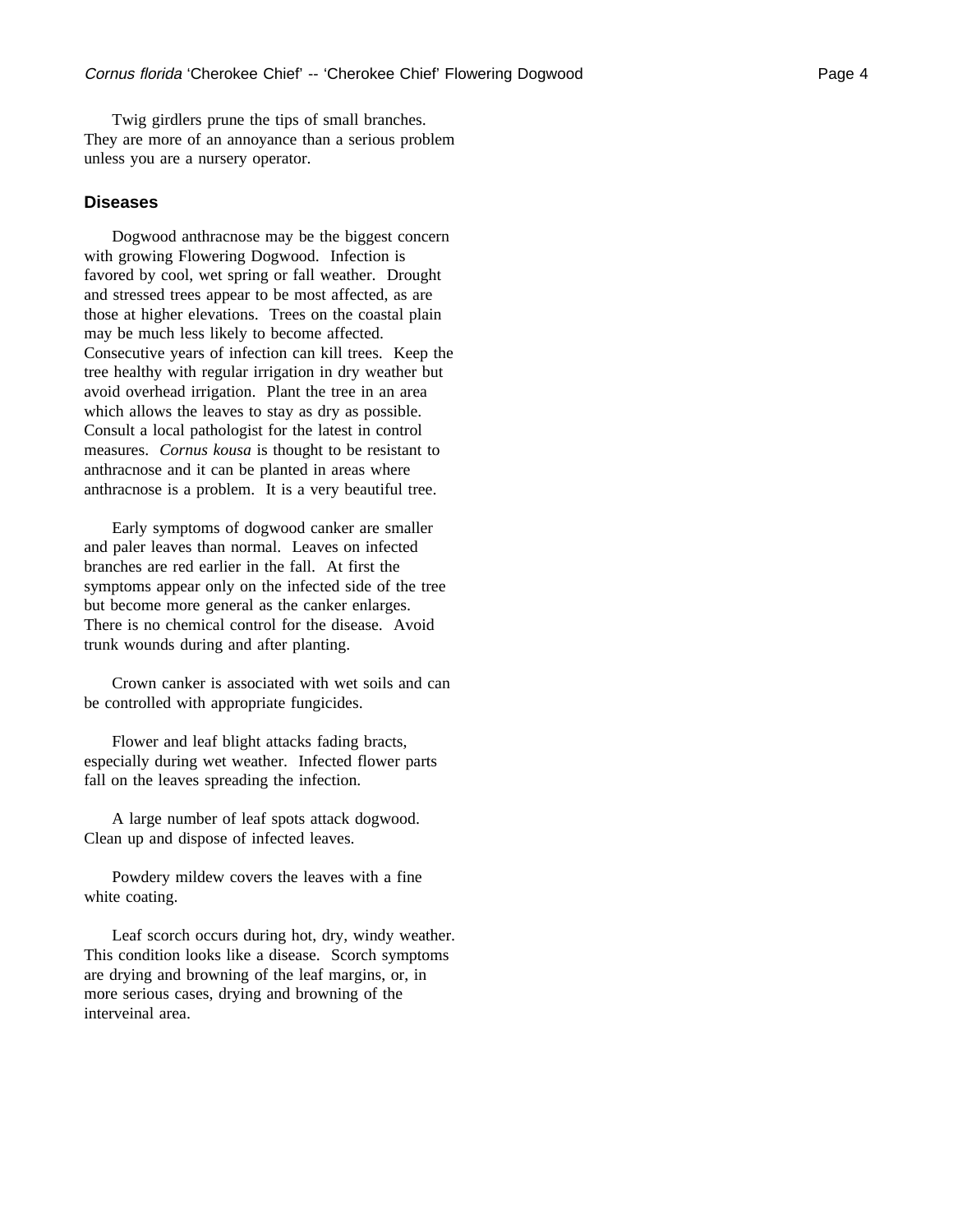Twig girdlers prune the tips of small branches. They are more of an annoyance than a serious problem unless you are a nursery operator.

### Diseases

Dogwood anthracnose may be the biggest concern with growing Flowering Dogwood. Infection is favored by cool, wet spring or fall weather. Drought and stressed trees appear to be most affected, as are those at higher elevations. Trees on the coastal plain may be much less likely to become affected. Consecutive years of infection can kill trees. Keep the tree healthy with regular irrigation in dry weather but avoid overhead irrigation. Plant the tree in an area which allows the leaves to stay as dry as possible. Consult a local pathologist for the latest in control measures. *Cornus kousa* is thought to be resistant to anthracnose and it can be planted in areas where anthracnose is a problem. It is a very beautiful tree.

Early symptoms of dogwood canker are smaller and paler leaves than normal. Leaves on infected branches are red earlier in the fall. At first the symptoms appear only on the infected side of the tree but become more general as the canker enlarges. There is no chemical control for the disease. Avoid trunk wounds during and after planting.

Crown canker is associated with wet soils and can be controlled with appropriate fungicides.

Flower and leaf blight attacks fading bracts, especially during wet weather. Infected flower parts fall on the leaves spreading the infection.

A large number of leaf spots attack dogwood. Clean up and dispose of infected leaves.

Powdery mildew covers the leaves with a fine white coating.

Leaf scorch occurs during hot, dry, windy weather. This condition looks like a disease. Scorch symptoms are drying and browning of the leaf margins, or, in more serious cases, drying and browning of the interveinal area.